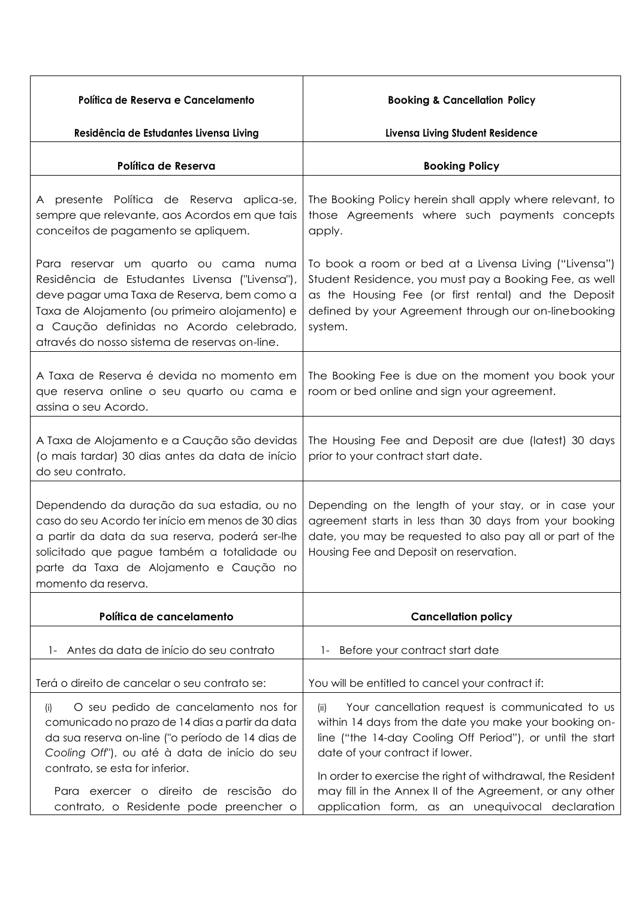| Política de Reserva e Cancelamento<br><br>Residência de Estudantes Livensa Living | Booking & Cancellation Policy<br><br>Livensa Living Student Residence |
|---|---|
| **Política de Reserva** | **Booking Policy** |
| A presente Política de Reserva aplica-se, sempre que relevante, aos Acordos em que tais conceitos de pagamento se apliquem.<br><br>Para reservar um quarto ou cama numa Residência de Estudantes Livensa ("Livensa"), deve pagar uma Taxa de Reserva, bem como a Taxa de Alojamento (ou primeiro alojamento) e a Caução definidas no Acordo celebrado, através do nosso sistema de reservas on-line. | The Booking Policy herein shall apply where relevant, to those Agreements where such payments concepts apply.<br><br>To book a room or bed at a Livensa Living ("Livensa") Student Residence, you must pay a Booking Fee, as well as the Housing Fee (or first rental) and the Deposit defined by your Agreement through our on-linebooking system. |
| A Taxa de Reserva é devida no momento em que reserva online o seu quarto ou cama e assina o seu Acordo. | The Booking Fee is due on the moment you book your room or bed online and sign your agreement. |
| A Taxa de Alojamento e a Caução são devidas (o mais tardar) 30 dias antes da data de início do seu contrato. | The Housing Fee and Deposit are due (latest) 30 days prior to your contract start date. |
| Dependendo da duração da sua estadia, ou no caso do seu Acordo ter início em menos de 30 dias a partir da data da sua reserva, poderá ser-lhe solicitado que pague também a totalidade ou parte da Taxa de Alojamento e Caução no momento da reserva. | Depending on the length of your stay, or in case your agreement starts in less than 30 days from your booking date, you may be requested to also pay all or part of the Housing Fee and Deposit on reservation. |
| **Política de cancelamento** | **Cancellation policy** |
| 1- Antes da data de início do seu contrato | 1- Before your contract start date |
| Terá o direito de cancelar o seu contrato se: | You will be entitled to cancel your contract if: |
| (i) O seu pedido de cancelamento nos for comunicado no prazo de 14 dias a partir da data da sua reserva on-line ("o período de 14 dias de *Cooling Off*"), ou até à data de início do seu contrato, se esta for inferior.<br><br>Para exercer o direito de rescisão do contrato, o Residente pode preencher o | (ii) Your cancellation request is communicated to us within 14 days from the date you make your booking on-line ("the 14-day Cooling Off Period"), or until the start date of your contract if lower.<br><br>In order to exercise the right of withdrawal, the Resident may fill in the Annex II of the Agreement, or any other application form, as an unequivocal declaration |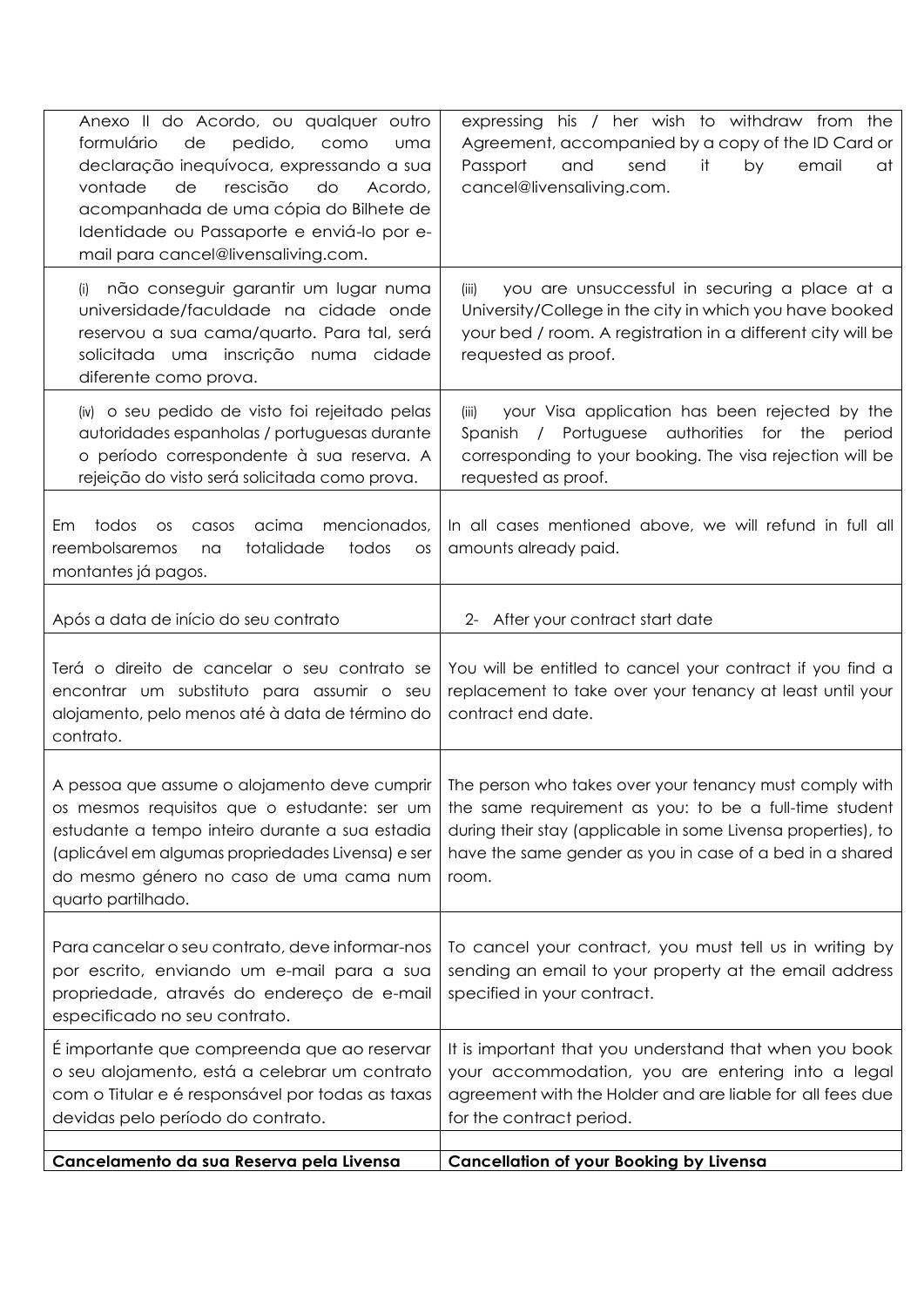| | |
|---|---|
| Anexo II do Acordo, ou qualquer outro formulário de pedido, como uma declaração inequívoca, expressando a sua vontade de rescisão do Acordo, acompanhada de uma cópia do Bilhete de Identidade ou Passaporte e enviá-lo por e-mail para cancel@livensaliving.com. | expressing his / her wish to withdraw from the Agreement, accompanied by a copy of the ID Card or Passport and send it by email at cancel@livensaliving.com. |
| (i) não conseguir garantir um lugar numa universidade/faculdade na cidade onde reservou a sua cama/quarto. Para tal, será solicitada uma inscrição numa cidade diferente como prova. | (iii) you are unsuccessful in securing a place at a University/College in the city in which you have booked your bed / room. A registration in a different city will be requested as proof. |
| (iv) o seu pedido de visto foi rejeitado pelas autoridades espanholas / portuguesas durante o período correspondente à sua reserva. A rejeição do visto será solicitada como prova. | (iii) your Visa application has been rejected by the Spanish / Portuguese authorities for the period corresponding to your booking. The visa rejection will be requested as proof. |
| Em todos os casos acima mencionados, reembolsaremos na totalidade todos os montantes já pagos. | In all cases mentioned above, we will refund in full all amounts already paid. |
| Após a data de início do seu contrato | 2- After your contract start date |
| Terá o direito de cancelar o seu contrato se encontrar um substituto para assumir o seu alojamento, pelo menos até à data de término do contrato. | You will be entitled to cancel your contract if you find a replacement to take over your tenancy at least until your contract end date. |
| A pessoa que assume o alojamento deve cumprir os mesmos requisitos que o estudante: ser um estudante a tempo inteiro durante a sua estadia (aplicável em algumas propriedades Livensa) e ser do mesmo género no caso de uma cama num quarto partilhado. | The person who takes over your tenancy must comply with the same requirement as you: to be a full-time student during their stay (applicable in some Livensa properties), to have the same gender as you in case of a bed in a shared room. |
| Para cancelar o seu contrato, deve informar-nos por escrito, enviando um e-mail para a sua propriedade, através do endereço de e-mail especificado no seu contrato. | To cancel your contract, you must tell us in writing by sending an email to your property at the email address specified in your contract. |
| É importante que compreenda que ao reservar o seu alojamento, está a celebrar um contrato com o Titular e é responsável por todas as taxas devidas pelo período do contrato. | It is important that you understand that when you book your accommodation, you are entering into a legal agreement with the Holder and are liable for all fees due for the contract period. |
| | |
| **Cancelamento da sua Reserva pela Livensa** | **Cancellation of your Booking by Livensa** |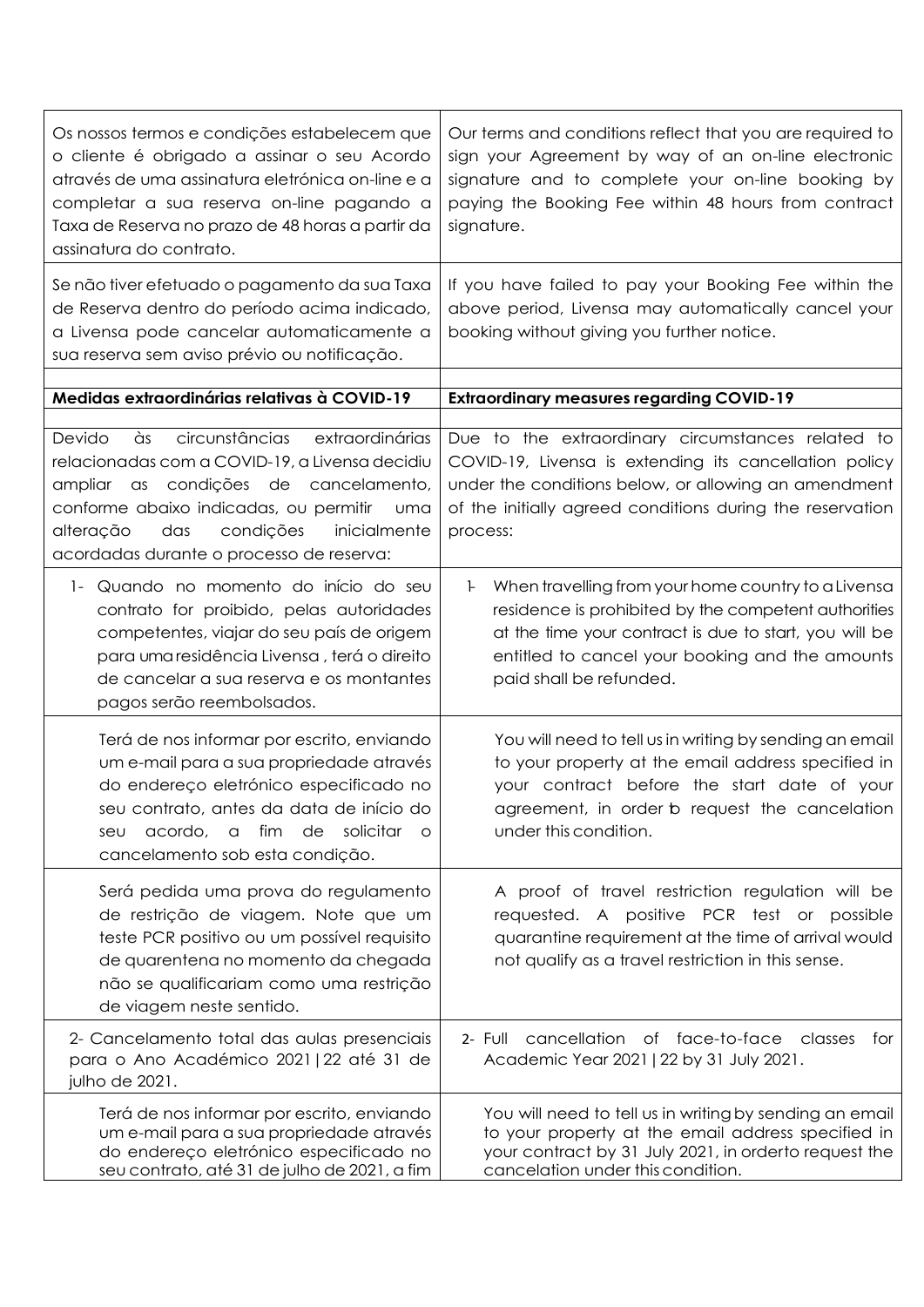| Os nossos termos e condições estabelecem que o cliente é obrigado a assinar o seu Acordo através de uma assinatura eletrónica on-line e a completar a sua reserva on-line pagando a Taxa de Reserva no prazo de 48 horas a partir da assinatura do contrato. | Our terms and conditions reflect that you are required to sign your Agreement by way of an on-line electronic signature and to complete your on-line booking by paying the Booking Fee within 48 hours from contract signature. |
|---|---|
| Se não tiver efetuado o pagamento da sua Taxa de Reserva dentro do período acima indicado, a Livensa pode cancelar automaticamente a sua reserva sem aviso prévio ou notificação. | If you have failed to pay your Booking Fee within the above period, Livensa may automatically cancel your booking without giving you further notice. |
| | |
| **Medidas extraordinárias relativas à COVID-19** | **Extraordinary measures regarding COVID-19** |
| | |
| Devido às circunstâncias extraordinárias relacionadas com a COVID-19, a Livensa decidiu ampliar as condições de cancelamento, conforme abaixo indicadas, ou permitir uma alteração das condições inicialmente acordadas durante o processo de reserva: | Due to the extraordinary circumstances related to COVID-19, Livensa is extending its cancellation policy under the conditions below, or allowing an amendment of the initially agreed conditions during the reservation process: |
| 1- Quando no momento do início do seu contrato for proibido, pelas autoridades competentes, viajar do seu país de origem para uma residência Livensa , terá o direito de cancelar a sua reserva e os montantes pagos serão reembolsados. | 1- When travelling from your home country to a Livensa residence is prohibited by the competent authorities at the time your contract is due to start, you will be entitled to cancel your booking and the amounts paid shall be refunded. |
| Terá de nos informar por escrito, enviando um e-mail para a sua propriedade através do endereço eletrónico especificado no seu contrato, antes da data de início do seu acordo, a fim de solicitar o cancelamento sob esta condição. | You will need to tell us in writing by sending an email to your property at the email address specified in your contract before the start date of your agreement, in order to request the cancelation under this condition. |
| Será pedida uma prova do regulamento de restrição de viagem. Note que um teste PCR positivo ou um possível requisito de quarentena no momento da chegada não se qualificariam como uma restrição de viagem neste sentido. | A proof of travel restriction regulation will be requested. A positive PCR test or possible quarantine requirement at the time of arrival would not qualify as a travel restriction in this sense. |
| 2- Cancelamento total das aulas presenciais para o Ano Académico 2021\|22 até 31 de julho de 2021. | 2- Full cancellation of face-to-face classes for Academic Year 2021\|22 by 31 July 2021. |
| Terá de nos informar por escrito, enviando um e-mail para a sua propriedade através do endereço eletrónico especificado no seu contrato, até 31 de julho de 2021, a fim | You will need to tell us in writing by sending an email to your property at the email address specified in your contract by 31 July 2021, in orderto request the cancelation under this condition. |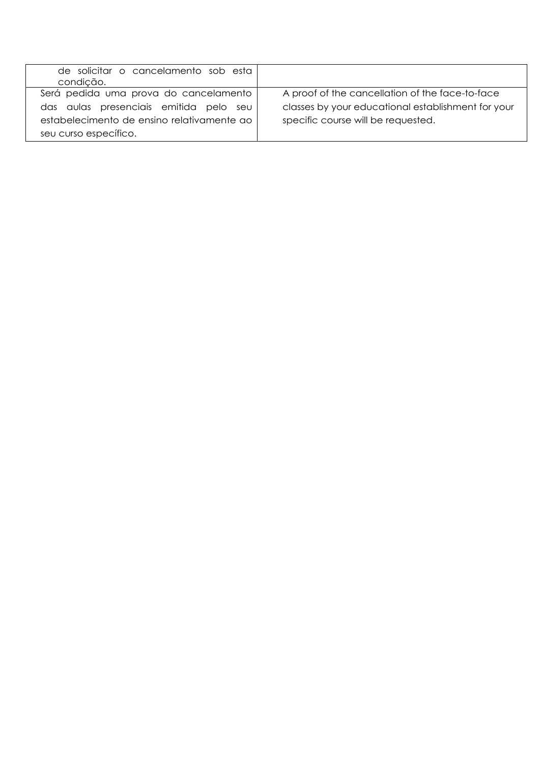| | |
|---|---|
| de solicitar o cancelamento sob esta condição. | |
| Será pedida uma prova do cancelamento das aulas presenciais emitida pelo seu estabelecimento de ensino relativamente ao seu curso específico. | A proof of the cancellation of the face-to-face classes by your educational establishment for your specific course will be requested. |